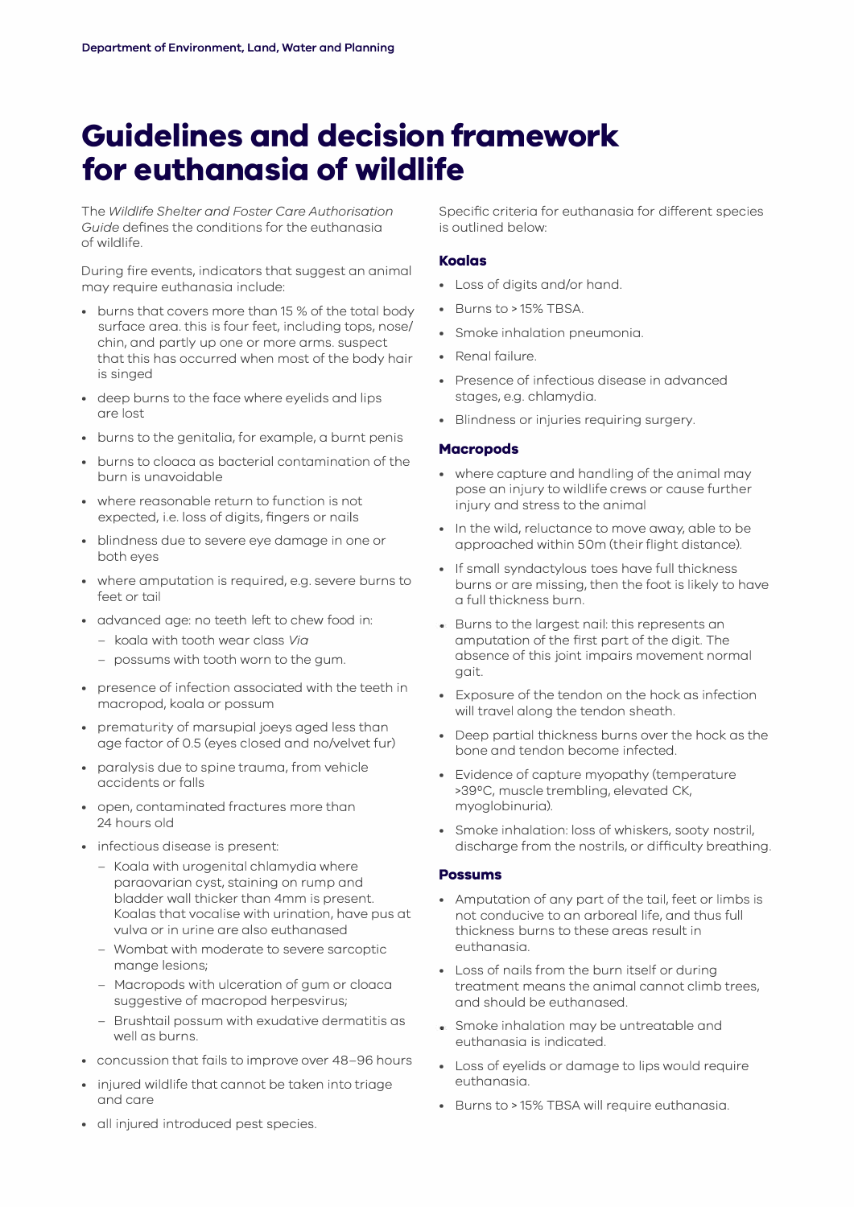# Guidelines and decision framework for euthanasia of wildlife

The *Wildlife Shelter and Foster Care Authorisation Guide* defines the conditions for the euthanasia of wildlife.

During fire events, indicators that suggest an animal may require euthanasia include:

- burns that covers more than 15 % of the total body surface area. this is four feet, including tops, nose/chin, and partly up one or more arms. suspect that this has occurred when most of the body hair is singed
- deep burns to the face where eyelids and lips are lost
- burns to the genitalia, for example, a burnt penis
- burns to cloaca as bacterial contamination of the burn is unavoidable
- where reasonable return to function is not expected, i.e. loss of digits, fingers or nails
- blindness due to severe eye damage in one or both eyes
- where amputation is required, e.g. severe burns to feet or tail
- advanced age: no teeth left to chew food in:
  - koala with tooth wear class *Via*
  - possums with tooth worn to the gum.
- presence of infection associated with the teeth in macropod, koala or possum
- prematurity of marsupial joeys aged less than age factor of 0.5 (eyes closed and no/velvet fur)
- paralysis due to spine trauma, from vehicle accidents or falls
- open, contaminated fractures more than 24 hours old
- infectious disease is present:
  - Koala with urogenital chlamydia where paraovarian cyst, staining on rump and bladder wall thicker than 4mm is present. Koalas that vocalise with urination, have pus at vulva or in urine are also euthanased
  - Wombat with moderate to severe sarcoptic mange lesions;
  - Macropods with ulceration of gum or cloaca suggestive of macropod herpesvirus;
  - Brushtail possum with exudative dermatitis as well as burns.
- concussion that fails to improve over 48–96 hours
- injured wildlife that cannot be taken into triage and care
- all injured introduced pest species.

Specific criteria for euthanasia for different species is outlined below:

### Koalas

- Loss of digits and/or hand.
- Burns to > 15% TBSA.
- Smoke inhalation pneumonia.
- Renal failure.
- Presence of infectious disease in advanced stages, e.g. chlamydia.
- Blindness or injuries requiring surgery.

### Macropods

- where capture and handling of the animal may pose an injury to wildlife crews or cause further injury and stress to the animal
- In the wild, reluctance to move away, able to be approached within 50m (their flight distance).
- If small syndactylous toes have full thickness burns or are missing, then the foot is likely to have a full thickness burn.
- Burns to the largest nail: this represents an amputation of the first part of the digit. The absence of this joint impairs movement normal gait.
- Exposure of the tendon on the hock as infection will travel along the tendon sheath.
- Deep partial thickness burns over the hock as the bone and tendon become infected.
- Evidence of capture myopathy (temperature >39°C, muscle trembling, elevated CK, myoglobinuria).
- Smoke inhalation: loss of whiskers, sooty nostril, discharge from the nostrils, or difficulty breathing.

### Possums

- Amputation of any part of the tail, feet or limbs is not conducive to an arboreal life, and thus full thickness burns to these areas result in euthanasia.
- Loss of nails from the burn itself or during treatment means the animal cannot climb trees, and should be euthanased.
- Smoke inhalation may be untreatable and euthanasia is indicated.
- Loss of eyelids or damage to lips would require euthanasia.
- Burns to > 15% TBSA will require euthanasia.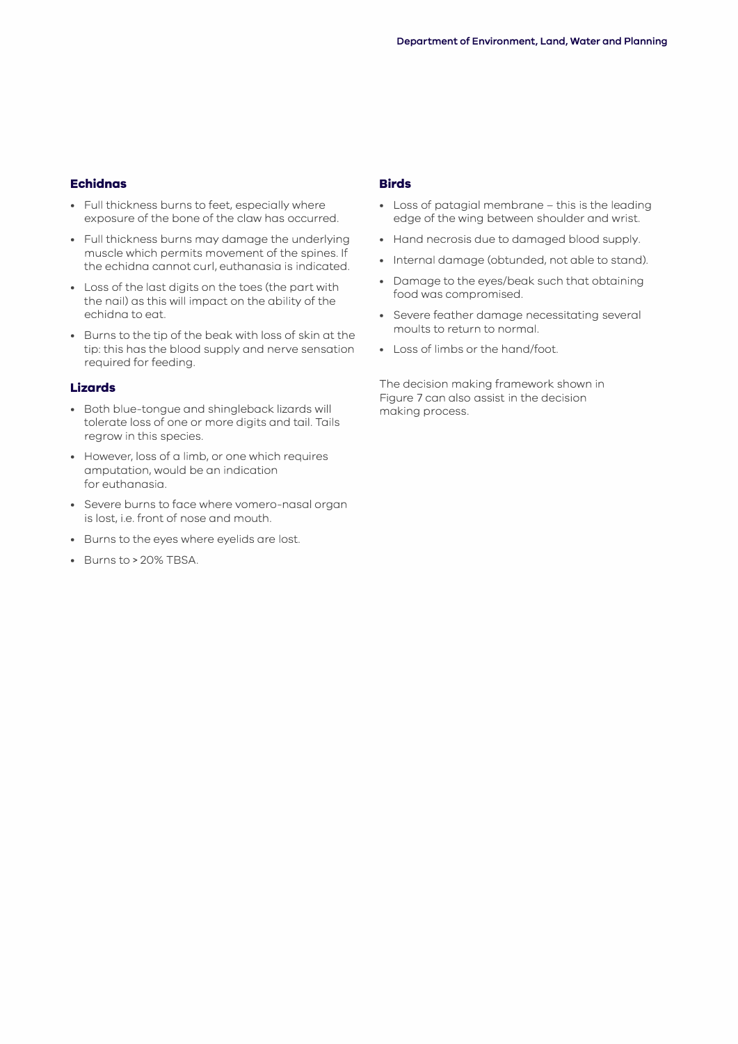### Echidnas

- Full thickness burns to feet, especially where exposure of the bone of the claw has occurred.
- Full thickness burns may damage the underlying muscle which permits movement of the spines. If the echidna cannot curl, euthanasia is indicated.
- Loss of the last digits on the toes (the part with the nail) as this will impact on the ability of the echidna to eat.
- Burns to the tip of the beak with loss of skin at the tip: this has the blood supply and nerve sensation required for feeding.

### Lizards

- Both blue-tongue and shingleback lizards will tolerate loss of one or more digits and tail. Tails regrow in this species.
- However, loss of a limb, or one which requires amputation, would be an indication for euthanasia.
- Severe burns to face where vomero-nasal organ is lost, i.e. front of nose and mouth.
- Burns to the eyes where eyelids are lost.
- Burns to > 20% TBSA.

### Birds

- Loss of patagial membrane – this is the leading edge of the wing between shoulder and wrist.
- Hand necrosis due to damaged blood supply.
- Internal damage (obtunded, not able to stand).
- Damage to the eyes/beak such that obtaining food was compromised.
- Severe feather damage necessitating several moults to return to normal.
- Loss of limbs or the hand/foot.

The decision making framework shown in Figure 7 can also assist in the decision making process.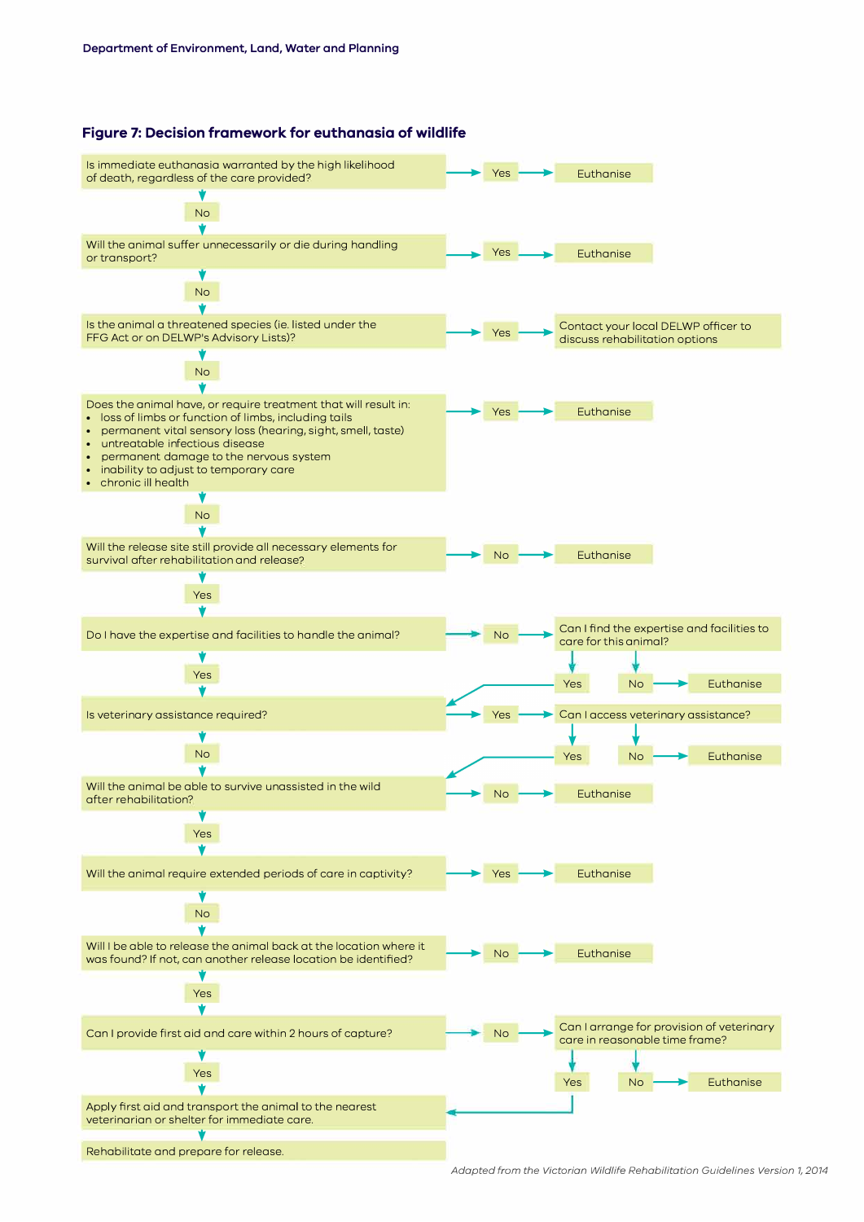## Figure 7: Decision framework for euthanasia of wildlife

Is immediate euthanasia warranted by the high likelihood of death, regardless of the care provided?

Yes → Euthanise

No

Will the animal suffer unnecessarily or die during handling or transport?

Yes → Euthanise

No

Is the animal a threatened species (ie. listed under the FFG Act or on DELWP's Advisory Lists)?

Yes → Contact your local DELWP officer to discuss rehabilitation options

No

Does the animal have, or require treatment that will result in:

- loss of limbs or function of limbs, including tails
- permanent vital sensory loss (hearing, sight, smell, taste)
- untreatable infectious disease
- permanent damage to the nervous system
- inability to adjust to temporary care
- chronic ill health

Yes → Euthanise

No

Will the release site still provide all necessary elements for survival after rehabilitation and release?

No → Euthanise

Yes

Do I have the expertise and facilities to handle the animal?

No → Can I find the expertise and facilities to care for this animal?

Yes

No → Euthanise

Yes

Is veterinary assistance required?

Yes → Can I access veterinary assistance?

Yes

No → Euthanise

No

Will the animal be able to survive unassisted in the wild after rehabilitation?

No → Euthanise

Yes

Will the animal require extended periods of care in captivity?

Yes → Euthanise

No

Will I be able to release the animal back at the location where it was found? If not, can another release location be identified?

No → Euthanise

Yes

Can I provide first aid and care within 2 hours of capture?

No → Can I arrange for provision of veterinary care in reasonable time frame?

Yes

No → Euthanise

Yes

Apply first aid and transport the animal to the nearest veterinarian or shelter for immediate care.

Rehabilitate and prepare for release.

*Adapted from the Victorian Wildlife Rehabilitation Guidelines Version 1, 2014*